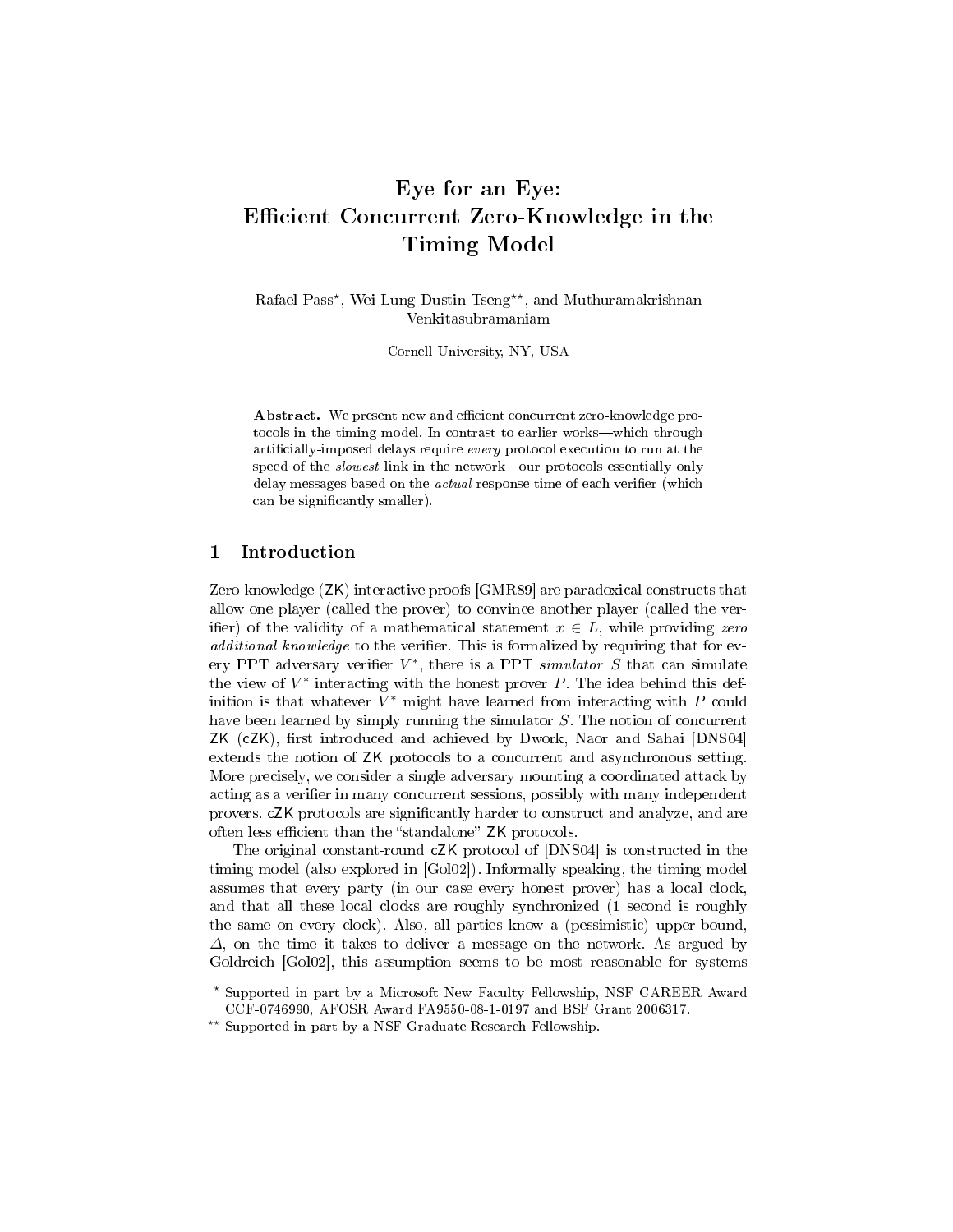# Eye for an Eye: Efficient Concurrent Zero-Knowledge in the Timing Model

Rafael Pass*, Wei-Lung Dustin Tseng**, and Muthuramakrishnan Venkitasubramaniam

Cornell University, NY, USA

**Abstract.** We present new and efficient concurrent zero-knowledge protocols in the timing model. In contrast to earlier works—which through artificially-imposed delays require *every* protocol execution to run at the speed of the *slowest* link in the network—our protocols essentially only delay messages based on the *actual* response time of each verifier (which can be significantly smaller).

## 1 Introduction

Zero-knowledge (ZK) interactive proofs [GMR89] are paradoxical constructs that allow one player (called the prover) to convince another player (called the verifier) of the validity of a mathematical statement $x \in L$, while providing *zero additional knowledge* to the verifier. This is formalized by requiring that for every PPT adversary verifier $V^*$, there is a PPT *simulator* $S$ that can simulate the view of $V^*$ interacting with the honest prover $P$. The idea behind this definition is that whatever $V^*$ might have learned from interacting with $P$ could have been learned by simply running the simulator $S$. The notion of concurrent ZK (cZK), first introduced and achieved by Dwork, Naor and Sahai [DNS04] extends the notion of ZK protocols to a concurrent and asynchronous setting. More precisely, we consider a single adversary mounting a coordinated attack by acting as a verifier in many concurrent sessions, possibly with many independent provers. cZK protocols are significantly harder to construct and analyze, and are often less efficient than the "standalone" ZK protocols.

The original constant-round cZK protocol of [DNS04] is constructed in the timing model (also explored in [Gol02]). Informally speaking, the timing model assumes that every party (in our case every honest prover) has a local clock, and that all these local clocks are roughly synchronized (1 second is roughly the same on every clock). Also, all parties know a (pessimistic) upper-bound, $\Delta$, on the time it takes to deliver a message on the network. As argued by Goldreich [Gol02], this assumption seems to be most reasonable for systems

---

* Supported in part by a Microsoft New Faculty Fellowship, NSF CAREER Award CCF-0746990, AFOSR Award FA9550-08-1-0197 and BSF Grant 2006317.

** Supported in part by a NSF Graduate Research Fellowship.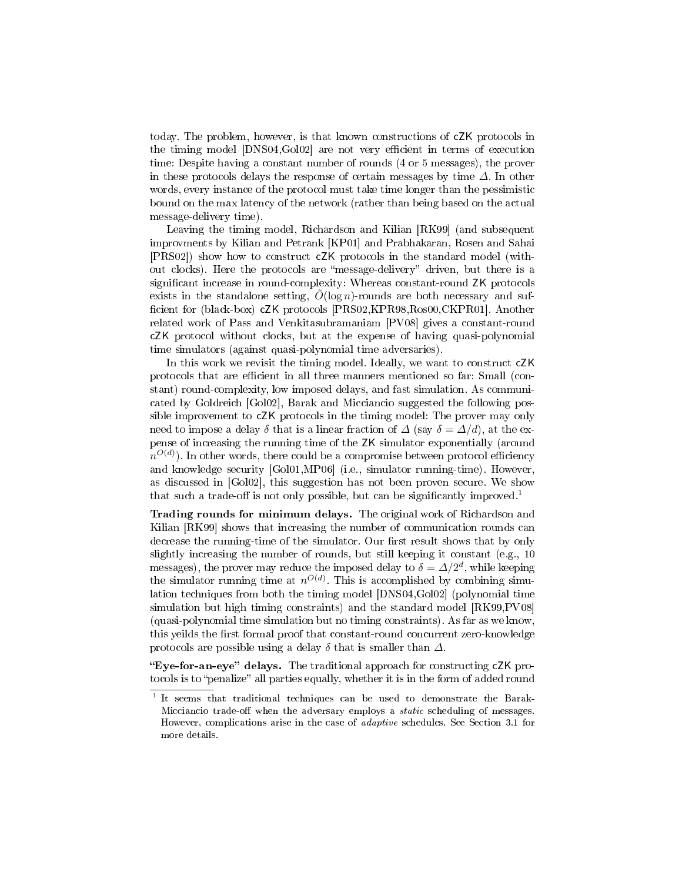today. The problem, however, is that known constructions of cZK protocols in the timing model [DNS04,Gol02] are not very efficient in terms of execution time: Despite having a constant number of rounds (4 or 5 messages), the prover in these protocols delays the response of certain messages by time $\Delta$. In other words, every instance of the protocol must take time longer than the pessimistic bound on the max latency of the network (rather than being based on the actual message-delivery time).

Leaving the timing model, Richardson and Kilian [RK99] (and subsequent improvments by Kilian and Petrank [KP01] and Prabhakaran, Rosen and Sahai [PRS02]) show how to construct cZK protocols in the standard model (without clocks). Here the protocols are "message-delivery" driven, but there is a significant increase in round-complexity: Whereas constant-round ZK protocols exists in the standalone setting, $\tilde{O}(\log n)$-rounds are both necessary and sufficient for (black-box) cZK protocols [PRS02,KPR98,Ros00,CKPR01]. Another related work of Pass and Venkitasubramaniam [PV08] gives a constant-round cZK protocol without clocks, but at the expense of having quasi-polynomial time simulators (against quasi-polynomial time adversaries).

In this work we revisit the timing model. Ideally, we want to construct cZK protocols that are efficient in all three manners mentioned so far: Small (constant) round-complexity, low imposed delays, and fast simulation. As communicated by Goldreich [Gol02], Barak and Micciancio suggested the following possible improvement to cZK protocols in the timing model: The prover may only need to impose a delay $\delta$ that is a linear fraction of $\Delta$ (say $\delta = \Delta/d$), at the expense of increasing the running time of the ZK simulator exponentially (around $n^{O(d)}$). In other words, there could be a compromise between protocol efficiency and knowledge security [Gol01,MP06] (i.e., simulator running-time). However, as discussed in [Gol02], this suggestion has not been proven secure. We show that such a trade-off is not only possible, but can be significantly improved.[1]

**Trading rounds for minimum delays.** The original work of Richardson and Kilian [RK99] shows that increasing the number of communication rounds can decrease the running-time of the simulator. Our first result shows that by only slightly increasing the number of rounds, but still keeping it constant (e.g., 10 messages), the prover may reduce the imposed delay to $\delta = \Delta/2^d$, while keeping the simulator running time at $n^{O(d)}$. This is accomplished by combining simulation techniques from both the timing model [DNS04,Gol02] (polynomial time simulation but high timing constraints) and the standard model [RK99,PV08] (quasi-polynomial time simulation but no timing constraints). As far as we know, this yeilds the first formal proof that constant-round concurrent zero-knowledge protocols are possible using a delay $\delta$ that is smaller than $\Delta$.

**"Eye-for-an-eye" delays.** The traditional approach for constructing cZK protocols is to "penalize" all parties equally, whether it is in the form of added round

[1] It seems that traditional techniques can be used to demonstrate the Barak-Micciancio trade-off when the adversary employs a *static* scheduling of messages. However, complications arise in the case of *adaptive* schedules. See Section 3.1 for more details.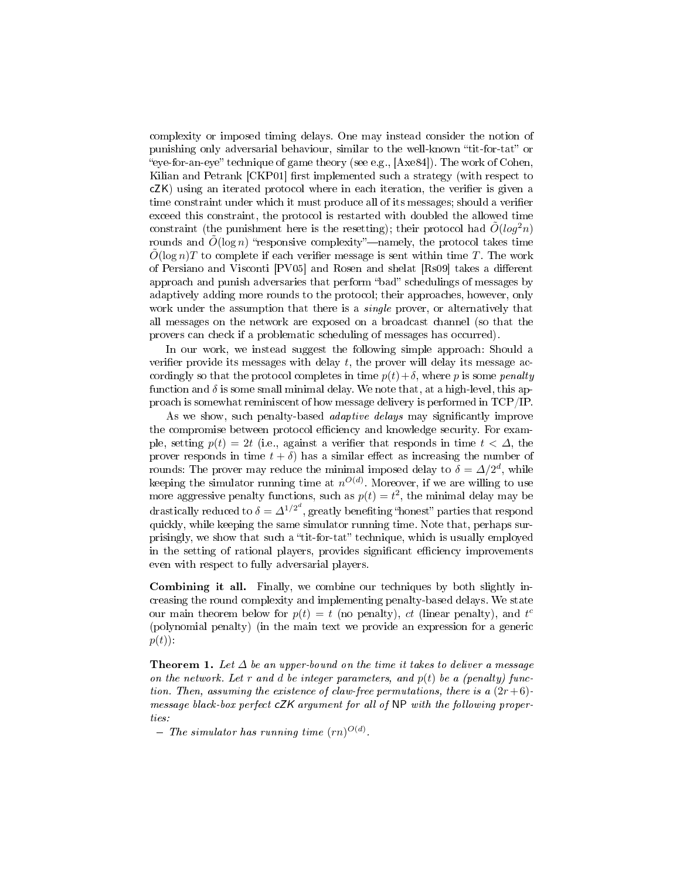complexity or imposed timing delays. One may instead consider the notion of punishing only adversarial behaviour, similar to the well-known "tit-for-tat" or "eye-for-an-eye" technique of game theory (see e.g., [Axe84]). The work of Cohen, Kilian and Petrank [CKP01] first implemented such a strategy (with respect to cZK) using an iterated protocol where in each iteration, the verifier is given a time constraint under which it must produce all of its messages; should a verifier exceed this constraint, the protocol is restarted with doubled the allowed time constraint (the punishment here is the resetting); their protocol had $\tilde{O}(log^2 n)$ rounds and $\tilde{O}(\log n)$ "responsive complexity"—namely, the protocol takes time $\tilde{O}(\log n)T$ to complete if each verifier message is sent within time $T$. The work of Persiano and Visconti [PV05] and Rosen and shelat [Rs09] takes a different approach and punish adversaries that perform "bad" schedulings of messages by adaptively adding more rounds to the protocol; their approaches, however, only work under the assumption that there is a *single* prover, or alternatively that all messages on the network are exposed on a broadcast channel (so that the provers can check if a problematic scheduling of messages has occurred).

In our work, we instead suggest the following simple approach: Should a verifier provide its messages with delay $t$, the prover will delay its message accordingly so that the protocol completes in time $p(t)+\delta$, where $p$ is some *penalty* function and $\delta$ is some small minimal delay. We note that, at a high-level, this approach is somewhat reminiscent of how message delivery is performed in TCP/IP.

As we show, such penalty-based *adaptive delays* may significantly improve the compromise between protocol efficiency and knowledge security. For example, setting $p(t) = 2t$ (i.e., against a verifier that responds in time $t < \Delta$, the prover responds in time $t + \delta$) has a similar effect as increasing the number of rounds: The prover may reduce the minimal imposed delay to $\delta = \Delta/2^d$, while keeping the simulator running time at $n^{O(d)}$. Moreover, if we are willing to use more aggressive penalty functions, such as $p(t) = t^2$, the minimal delay may be drastically reduced to $\delta = \Delta^{1/2^d}$, greatly benefiting "honest" parties that respond quickly, while keeping the same simulator running time. Note that, perhaps surprisingly, we show that such a "tit-for-tat" technique, which is usually employed in the setting of rational players, provides significant efficiency improvements even with respect to fully adversarial players.

**Combining it all.** Finally, we combine our techniques by both slightly increasing the round complexity and implementing penalty-based delays. We state our main theorem below for $p(t) = t$ (no penalty), $ct$ (linear penalty), and $t^c$ (polynomial penalty) (in the main text we provide an expression for a generic $p(t)$):

**Theorem 1.** *Let $\Delta$ be an upper-bound on the time it takes to deliver a message on the network. Let $r$ and $d$ be integer parameters, and $p(t)$ be a (penalty) function. Then, assuming the existence of claw-free permutations, there is a $(2r+6)$-message black-box perfect cZK argument for all of NP with the following properties:*

- *The simulator has running time $(rn)^{O(d)}$.*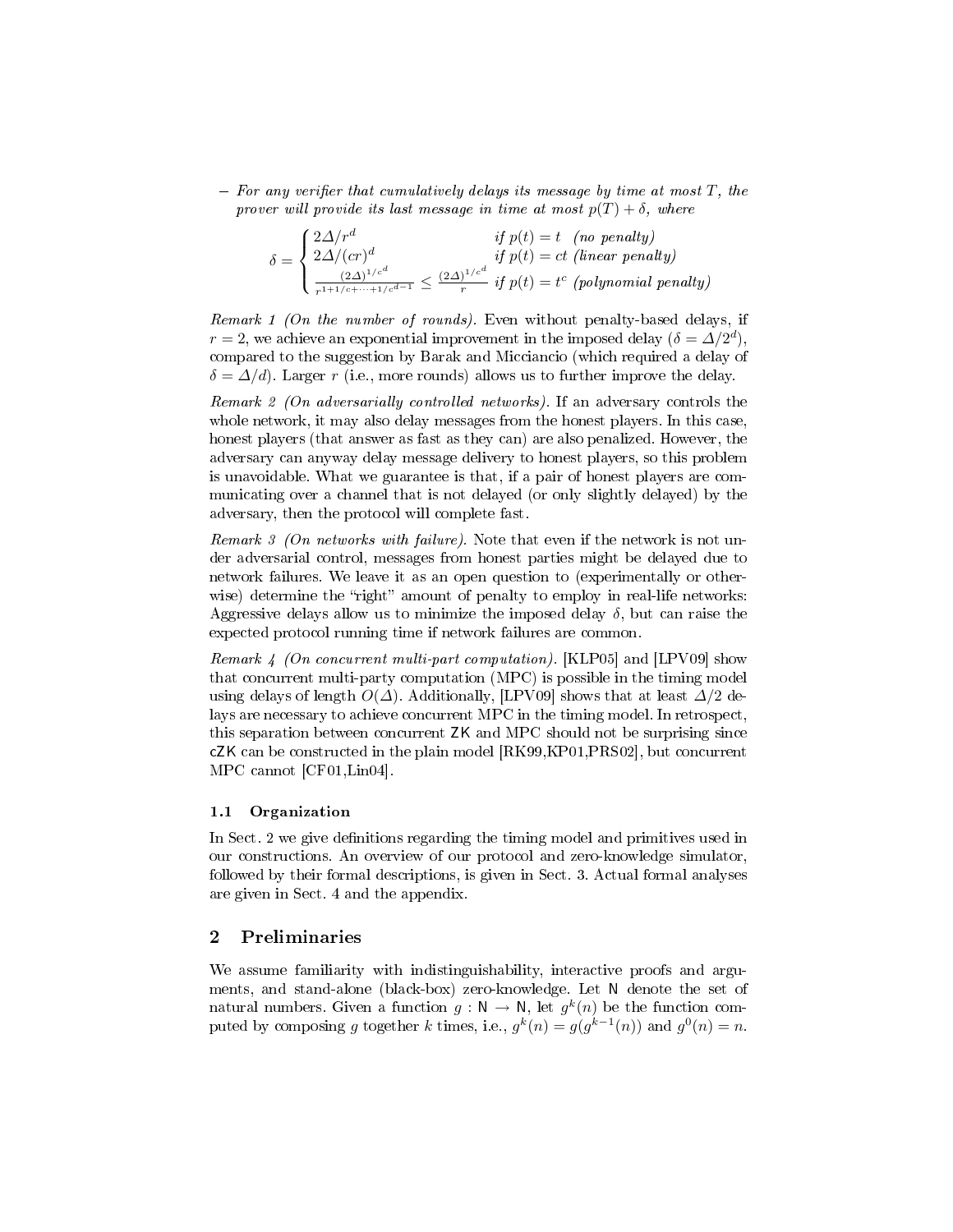– *For any verifier that cumulatively delays its message by time at most $T$, the prover will provide its last message in time at most $p(T) + \delta$, where*

$$\delta = \begin{cases} 2\Delta/r^d & \text{if } p(t) = t \ \ \text{(no penalty)} \\ 2\Delta/(cr)^d & \text{if } p(t) = ct \text{ (linear penalty)} \\ \frac{(2\Delta)^{1/c^d}}{r^{1+1/c+\cdots+1/c^{d-1}}} \leq \frac{(2\Delta)^{1/c^d}}{r} & \text{if } p(t) = t^c \text{ (polynomial penalty)} \end{cases}$$

*Remark 1 (On the number of rounds).* Even without penalty-based delays, if $r = 2$, we achieve an exponential improvement in the imposed delay ($\delta = \Delta/2^d$), compared to the suggestion by Barak and Micciancio (which required a delay of $\delta = \Delta/d$). Larger $r$ (i.e., more rounds) allows us to further improve the delay.

*Remark 2 (On adversarially controlled networks).* If an adversary controls the whole network, it may also delay messages from the honest players. In this case, honest players (that answer as fast as they can) are also penalized. However, the adversary can anyway delay message delivery to honest players, so this problem is unavoidable. What we guarantee is that, if a pair of honest players are communicating over a channel that is not delayed (or only slightly delayed) by the adversary, then the protocol will complete fast.

*Remark 3 (On networks with failure).* Note that even if the network is not under adversarial control, messages from honest parties might be delayed due to network failures. We leave it as an open question to (experimentally or otherwise) determine the "right" amount of penalty to employ in real-life networks: Aggressive delays allow us to minimize the imposed delay $\delta$, but can raise the expected protocol running time if network failures are common.

*Remark 4 (On concurrent multi-part computation).* [KLP05] and [LPV09] show that concurrent multi-party computation (MPC) is possible in the timing model using delays of length $O(\Delta)$. Additionally, [LPV09] shows that at least $\Delta/2$ delays are necessary to achieve concurrent MPC in the timing model. In retrospect, this separation between concurrent ZK and MPC should not be surprising since cZK can be constructed in the plain model [RK99,KP01,PRS02], but concurrent MPC cannot [CF01,Lin04].

### 1.1 Organization

In Sect. 2 we give definitions regarding the timing model and primitives used in our constructions. An overview of our protocol and zero-knowledge simulator, followed by their formal descriptions, is given in Sect. 3. Actual formal analyses are given in Sect. 4 and the appendix.

## 2 Preliminaries

We assume familiarity with indistinguishability, interactive proofs and arguments, and stand-alone (black-box) zero-knowledge. Let $\mathsf{N}$ denote the set of natural numbers. Given a function $g : \mathsf{N} \to \mathsf{N}$, let $g^k(n)$ be the function computed by composing $g$ together $k$ times, i.e., $g^k(n) = g(g^{k-1}(n))$ and $g^0(n) = n$.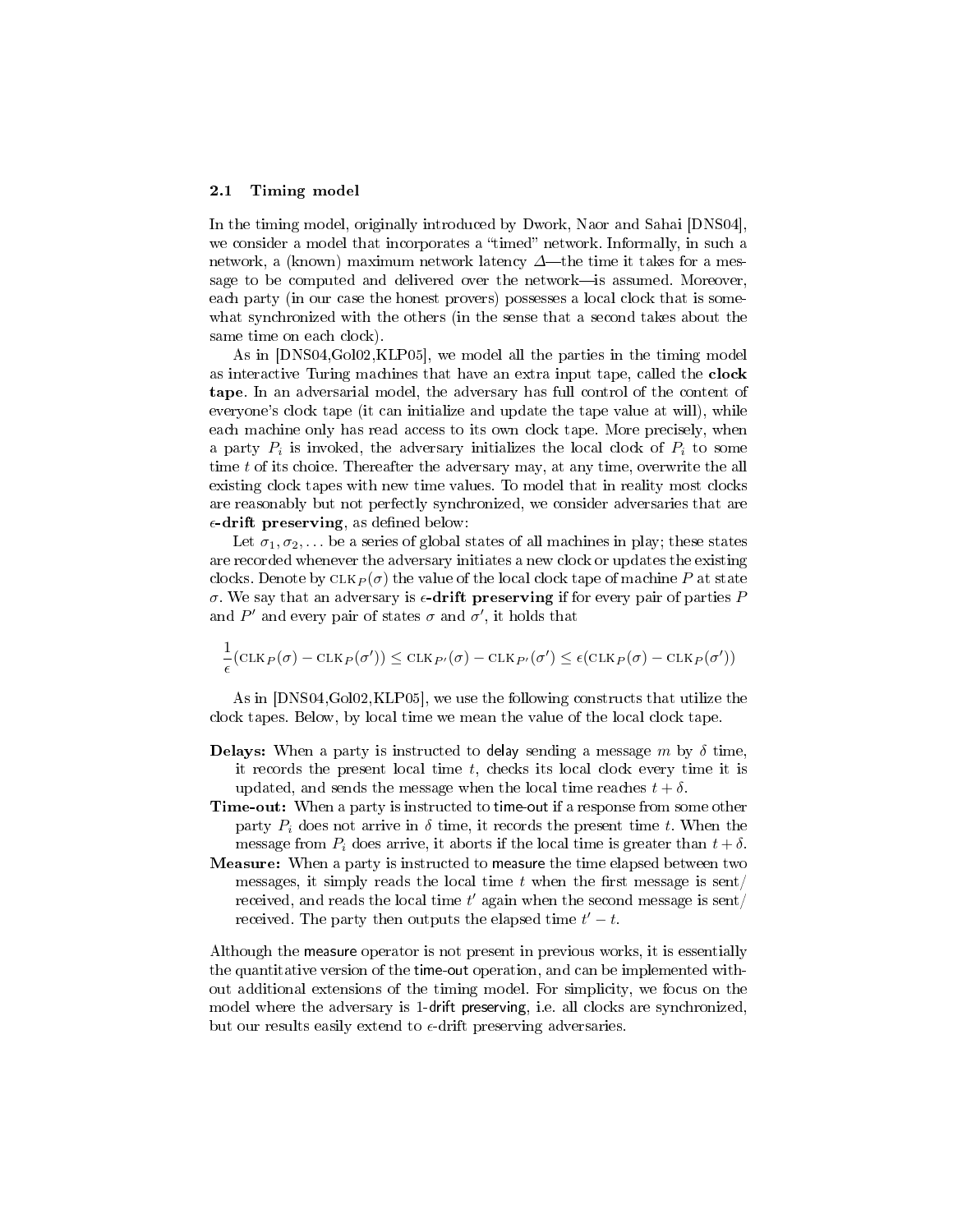### 2.1 Timing model

In the timing model, originally introduced by Dwork, Naor and Sahai [DNS04], we consider a model that incorporates a "timed" network. Informally, in such a network, a (known) maximum network latency $\Delta$—the time it takes for a message to be computed and delivered over the network—is assumed. Moreover, each party (in our case the honest provers) possesses a local clock that is somewhat synchronized with the others (in the sense that a second takes about the same time on each clock).

As in [DNS04,Gol02,KLP05], we model all the parties in the timing model as interactive Turing machines that have an extra input tape, called the **clock tape**. In an adversarial model, the adversary has full control of the content of everyone's clock tape (it can initialize and update the tape value at will), while each machine only has read access to its own clock tape. More precisely, when a party $P_i$ is invoked, the adversary initializes the local clock of $P_i$ to some time $t$ of its choice. Thereafter the adversary may, at any time, overwrite the all existing clock tapes with new time values. To model that in reality most clocks are reasonably but not perfectly synchronized, we consider adversaries that are **$\epsilon$-drift preserving**, as defined below:

Let $\sigma_1, \sigma_2, \ldots$ be a series of global states of all machines in play; these states are recorded whenever the adversary initiates a new clock or updates the existing clocks. Denote by $\text{CLK}_P(\sigma)$ the value of the local clock tape of machine $P$ at state $\sigma$. We say that an adversary is **$\epsilon$-drift preserving** if for every pair of parties $P$ and $P'$ and every pair of states $\sigma$ and $\sigma'$, it holds that

$$\frac{1}{\epsilon}(\text{CLK}_P(\sigma) - \text{CLK}_P(\sigma')) \leq \text{CLK}_{P'}(\sigma) - \text{CLK}_{P'}(\sigma') \leq \epsilon(\text{CLK}_P(\sigma) - \text{CLK}_P(\sigma'))$$

As in [DNS04,Gol02,KLP05], we use the following constructs that utilize the clock tapes. Below, by local time we mean the value of the local clock tape.

**Delays:** When a party is instructed to delay sending a message $m$ by $\delta$ time, it records the present local time $t$, checks its local clock every time it is updated, and sends the message when the local time reaches $t + \delta$.

**Time-out:** When a party is instructed to time-out if a response from some other party $P_i$ does not arrive in $\delta$ time, it records the present time $t$. When the message from $P_i$ does arrive, it aborts if the local time is greater than $t + \delta$.

**Measure:** When a party is instructed to measure the time elapsed between two messages, it simply reads the local time $t$ when the first message is sent/received, and reads the local time $t'$ again when the second message is sent/received. The party then outputs the elapsed time $t' - t$.

Although the measure operator is not present in previous works, it is essentially the quantitative version of the time-out operation, and can be implemented without additional extensions of the timing model. For simplicity, we focus on the model where the adversary is 1-drift preserving, i.e. all clocks are synchronized, but our results easily extend to $\epsilon$-drift preserving adversaries.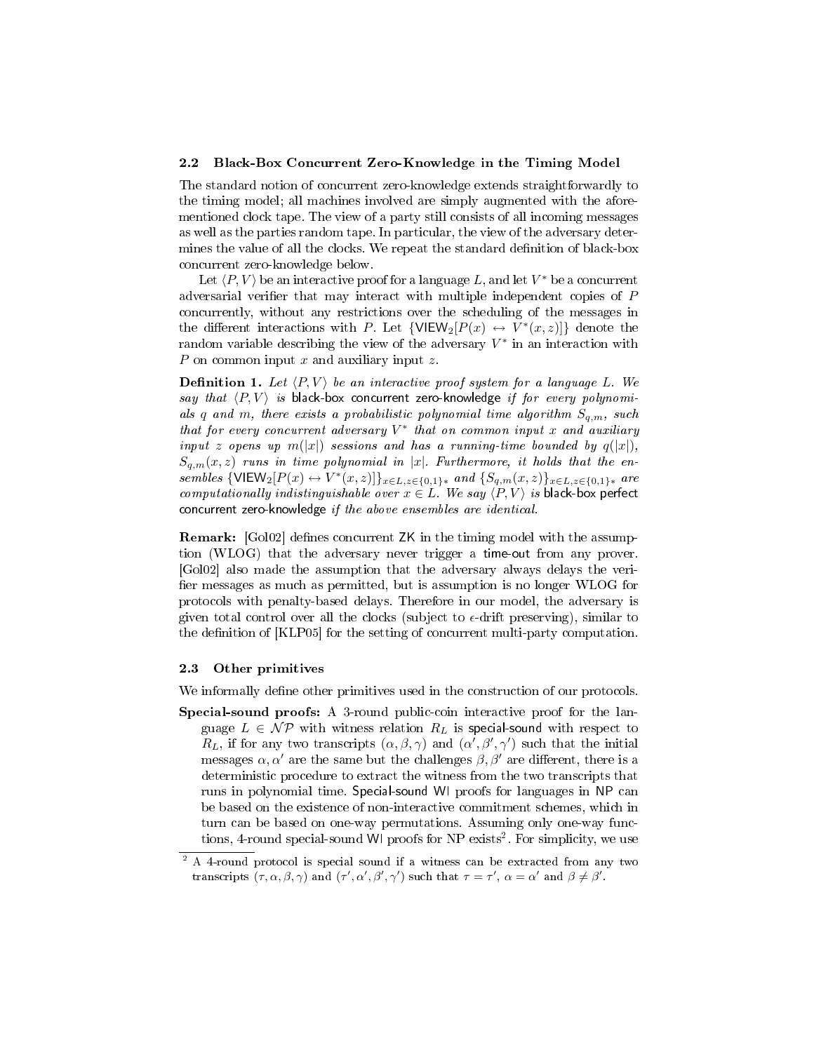### 2.2 Black-Box Concurrent Zero-Knowledge in the Timing Model

The standard notion of concurrent zero-knowledge extends straightforwardly to the timing model; all machines involved are simply augmented with the aforementioned clock tape. The view of a party still consists of all incoming messages as well as the parties random tape. In particular, the view of the adversary determines the value of all the clocks. We repeat the standard definition of black-box concurrent zero-knowledge below.

Let $\langle P, V \rangle$ be an interactive proof for a language $L$, and let $V^*$ be a concurrent adversarial verifier that may interact with multiple independent copies of $P$ concurrently, without any restrictions over the scheduling of the messages in the different interactions with $P$. Let $\{\mathsf{VIEW}_2[P(x) \leftrightarrow V^*(x,z)]\}$ denote the random variable describing the view of the adversary $V^*$ in an interaction with $P$ on common input $x$ and auxiliary input $z$.

**Definition 1.** *Let $\langle P, V \rangle$ be an interactive proof system for a language $L$. We say that $\langle P, V \rangle$ is* black-box concurrent zero-knowledge *if for every polynomials $q$ and $m$, there exists a probabilistic polynomial time algorithm $S_{q,m}$, such that for every concurrent adversary $V^*$ that on common input $x$ and auxiliary input $z$ opens up $m(|x|)$ sessions and has a running-time bounded by $q(|x|)$, $S_{q,m}(x,z)$ runs in time polynomial in $|x|$. Furthermore, it holds that the ensembles $\{\mathsf{VIEW}_2[P(x) \leftrightarrow V^*(x,z)]\}_{x \in L, z \in \{0,1\}^*}$ and $\{S_{q,m}(x,z)\}_{x \in L, z \in \{0,1\}^*}$ are computationally indistinguishable over $x \in L$. We say $\langle P, V \rangle$ is* black-box perfect concurrent zero-knowledge *if the above ensembles are identical.*

**Remark:** [Gol02] defines concurrent ZK in the timing model with the assumption (WLOG) that the adversary never trigger a time-out from any prover. [Gol02] also made the assumption that the adversary always delays the verifier messages as much as permitted, but is assumption is no longer WLOG for protocols with penalty-based delays. Therefore in our model, the adversary is given total control over all the clocks (subject to $\epsilon$-drift preserving), similar to the definition of [KLP05] for the setting of concurrent multi-party computation.

### 2.3 Other primitives

We informally define other primitives used in the construction of our protocols.

**Special-sound proofs:** A 3-round public-coin interactive proof for the language $L \in \mathcal{NP}$ with witness relation $R_L$ is special-sound with respect to $R_L$, if for any two transcripts $(\alpha, \beta, \gamma)$ and $(\alpha', \beta', \gamma')$ such that the initial messages $\alpha, \alpha'$ are the same but the challenges $\beta, \beta'$ are different, there is a deterministic procedure to extract the witness from the two transcripts that runs in polynomial time. Special-sound WI proofs for languages in NP can be based on the existence of non-interactive commitment schemes, which in turn can be based on one-way permutations. Assuming only one-way functions, 4-round special-sound WI proofs for NP exists[2]. For simplicity, we use

[2] A 4-round protocol is special sound if a witness can be extracted from any two transcripts $(\tau, \alpha, \beta, \gamma)$ and $(\tau', \alpha', \beta', \gamma')$ such that $\tau = \tau'$, $\alpha = \alpha'$ and $\beta \neq \beta'$.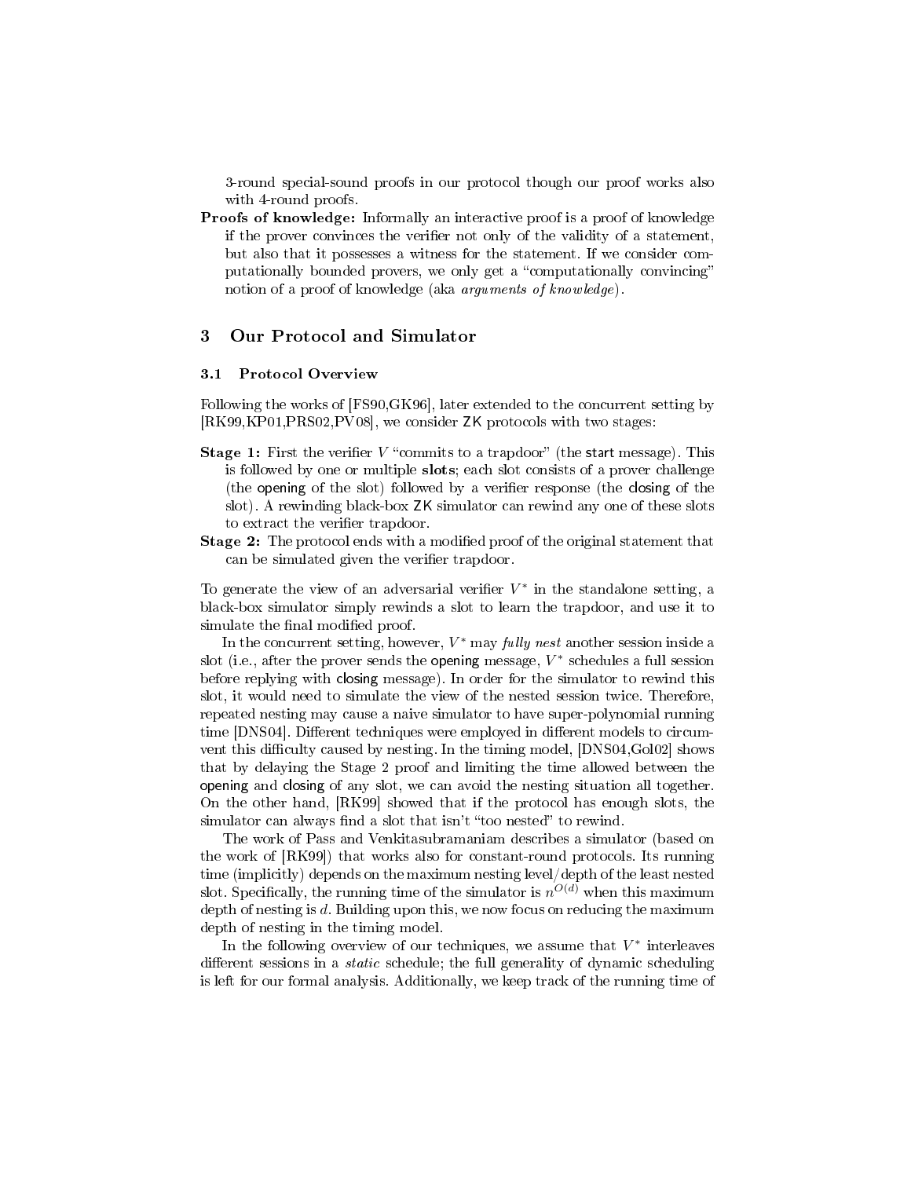3-round special-sound proofs in our protocol though our proof works also with 4-round proofs.

**Proofs of knowledge:** Informally an interactive proof is a proof of knowledge if the prover convinces the verifier not only of the validity of a statement, but also that it possesses a witness for the statement. If we consider computationally bounded provers, we only get a "computationally convincing" notion of a proof of knowledge (aka *arguments of knowledge*).

## 3 Our Protocol and Simulator

### 3.1 Protocol Overview

Following the works of [FS90,GK96], later extended to the concurrent setting by [RK99,KP01,PRS02,PV08], we consider ZK protocols with two stages:

**Stage 1:** First the verifier $V$ "commits to a trapdoor" (the start message). This is followed by one or multiple **slots**; each slot consists of a prover challenge (the opening of the slot) followed by a verifier response (the closing of the slot). A rewinding black-box ZK simulator can rewind any one of these slots to extract the verifier trapdoor.

**Stage 2:** The protocol ends with a modified proof of the original statement that can be simulated given the verifier trapdoor.

To generate the view of an adversarial verifier $V^*$ in the standalone setting, a black-box simulator simply rewinds a slot to learn the trapdoor, and use it to simulate the final modified proof.

In the concurrent setting, however, $V^*$ may *fully nest* another session inside a slot (i.e., after the prover sends the opening message, $V^*$ schedules a full session before replying with closing message). In order for the simulator to rewind this slot, it would need to simulate the view of the nested session twice. Therefore, repeated nesting may cause a naive simulator to have super-polynomial running time [DNS04]. Different techniques were employed in different models to circumvent this difficulty caused by nesting. In the timing model, [DNS04,Gol02] shows that by delaying the Stage 2 proof and limiting the time allowed between the opening and closing of any slot, we can avoid the nesting situation all together. On the other hand, [RK99] showed that if the protocol has enough slots, the simulator can always find a slot that isn't "too nested" to rewind.

The work of Pass and Venkitasubramaniam describes a simulator (based on the work of [RK99]) that works also for constant-round protocols. Its running time (implicitly) depends on the maximum nesting level/depth of the least nested slot. Specifically, the running time of the simulator is $n^{O(d)}$ when this maximum depth of nesting is $d$. Building upon this, we now focus on reducing the maximum depth of nesting in the timing model.

In the following overview of our techniques, we assume that $V^*$ interleaves different sessions in a *static* schedule; the full generality of dynamic scheduling is left for our formal analysis. Additionally, we keep track of the running time of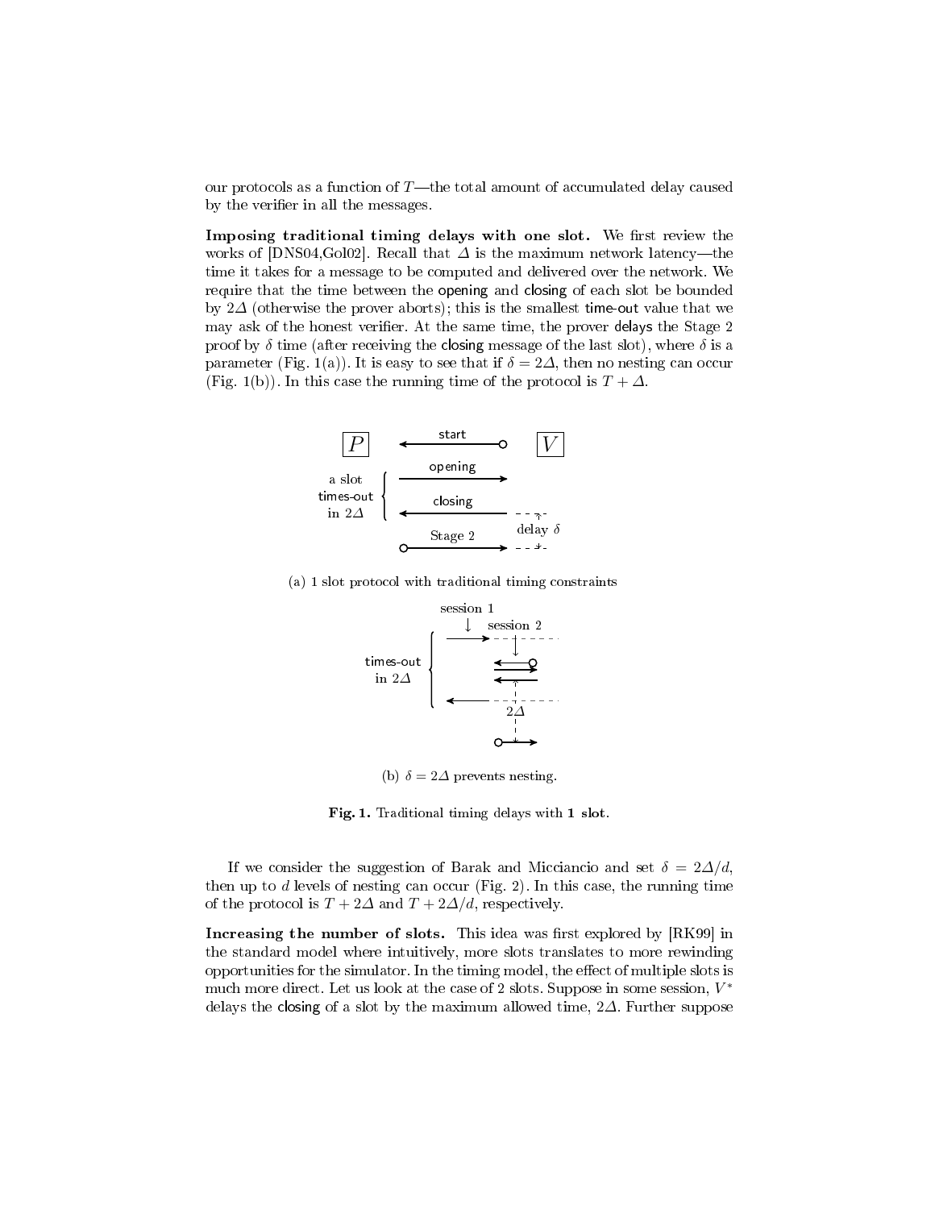our protocols as a function of $T$—the total amount of accumulated delay caused by the verifier in all the messages.

**Imposing traditional timing delays with one slot.** We first review the works of [DNS04,Gol02]. Recall that $\Delta$ is the maximum network latency—the time it takes for a message to be computed and delivered over the network. We require that the time between the opening and closing of each slot be bounded by $2\Delta$ (otherwise the prover aborts); this is the smallest time-out value that we may ask of the honest verifier. At the same time, the prover delays the Stage 2 proof by $\delta$ time (after receiving the closing message of the last slot), where $\delta$ is a parameter (Fig. 1(a)). It is easy to see that if $\delta = 2\Delta$, then no nesting can occur (Fig. 1(b)). In this case the running time of the protocol is $T + \Delta$.

(a) 1 slot protocol with traditional timing constraints

(b) $\delta = 2\Delta$ prevents nesting.

**Fig. 1.** Traditional timing delays with **1 slot**.

If we consider the suggestion of Barak and Micciancio and set $\delta = 2\Delta/d$, then up to $d$ levels of nesting can occur (Fig. 2). In this case, the running time of the protocol is $T + 2\Delta$ and $T + 2\Delta/d$, respectively.

**Increasing the number of slots.** This idea was first explored by [RK99] in the standard model where intuitively, more slots translates to more rewinding opportunities for the simulator. In the timing model, the effect of multiple slots is much more direct. Let us look at the case of 2 slots. Suppose in some session, $V^*$ delays the closing of a slot by the maximum allowed time, $2\Delta$. Further suppose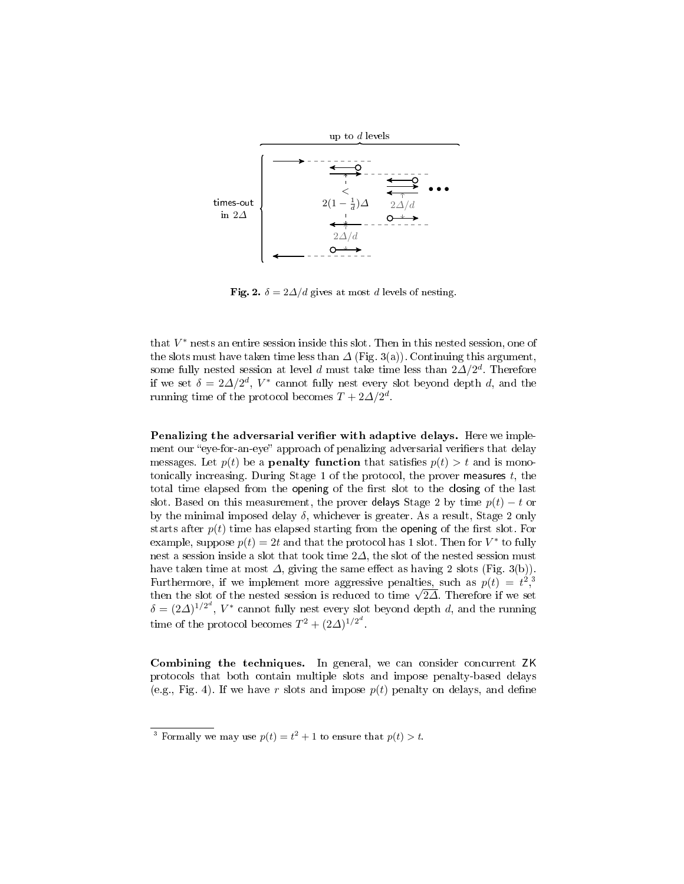**Fig. 2.** $\delta = 2\Delta/d$ gives at most $d$ levels of nesting.

that $V^*$ nests an entire session inside this slot. Then in this nested session, one of the slots must have taken time less than $\Delta$ (Fig. 3(a)). Continuing this argument, some fully nested session at level $d$ must take time less than $2\Delta/2^d$. Therefore if we set $\delta = 2\Delta/2^d$, $V^*$ cannot fully nest every slot beyond depth $d$, and the running time of the protocol becomes $T + 2\Delta/2^d$.

**Penalizing the adversarial verifier with adaptive delays.** Here we implement our "eye-for-an-eye" approach of penalizing adversarial verifiers that delay messages. Let $p(t)$ be a **penalty function** that satisfies $p(t) > t$ and is monotonically increasing. During Stage 1 of the protocol, the prover measures $t$, the total time elapsed from the opening of the first slot to the closing of the last slot. Based on this measurement, the prover delays Stage 2 by time $p(t) - t$ or by the minimal imposed delay $\delta$, whichever is greater. As a result, Stage 2 only starts after $p(t)$ time has elapsed starting from the opening of the first slot. For example, suppose $p(t) = 2t$ and that the protocol has 1 slot. Then for $V^*$ to fully nest a session inside a slot that took time $2\Delta$, the slot of the nested session must have taken time at most $\Delta$, giving the same effect as having 2 slots (Fig. 3(b)). Furthermore, if we implement more aggressive penalties, such as $p(t) = t^2$,[3] then the slot of the nested session is reduced to time $\sqrt{2\Delta}$. Therefore if we set $\delta = (2\Delta)^{1/2^d}$, $V^*$ cannot fully nest every slot beyond depth $d$, and the running time of the protocol becomes $T^2 + (2\Delta)^{1/2^d}$.

**Combining the techniques.** In general, we can consider concurrent ZK protocols that both contain multiple slots and impose penalty-based delays (e.g., Fig. 4). If we have $r$ slots and impose $p(t)$ penalty on delays, and define

[3] Formally we may use $p(t) = t^2 + 1$ to ensure that $p(t) > t$.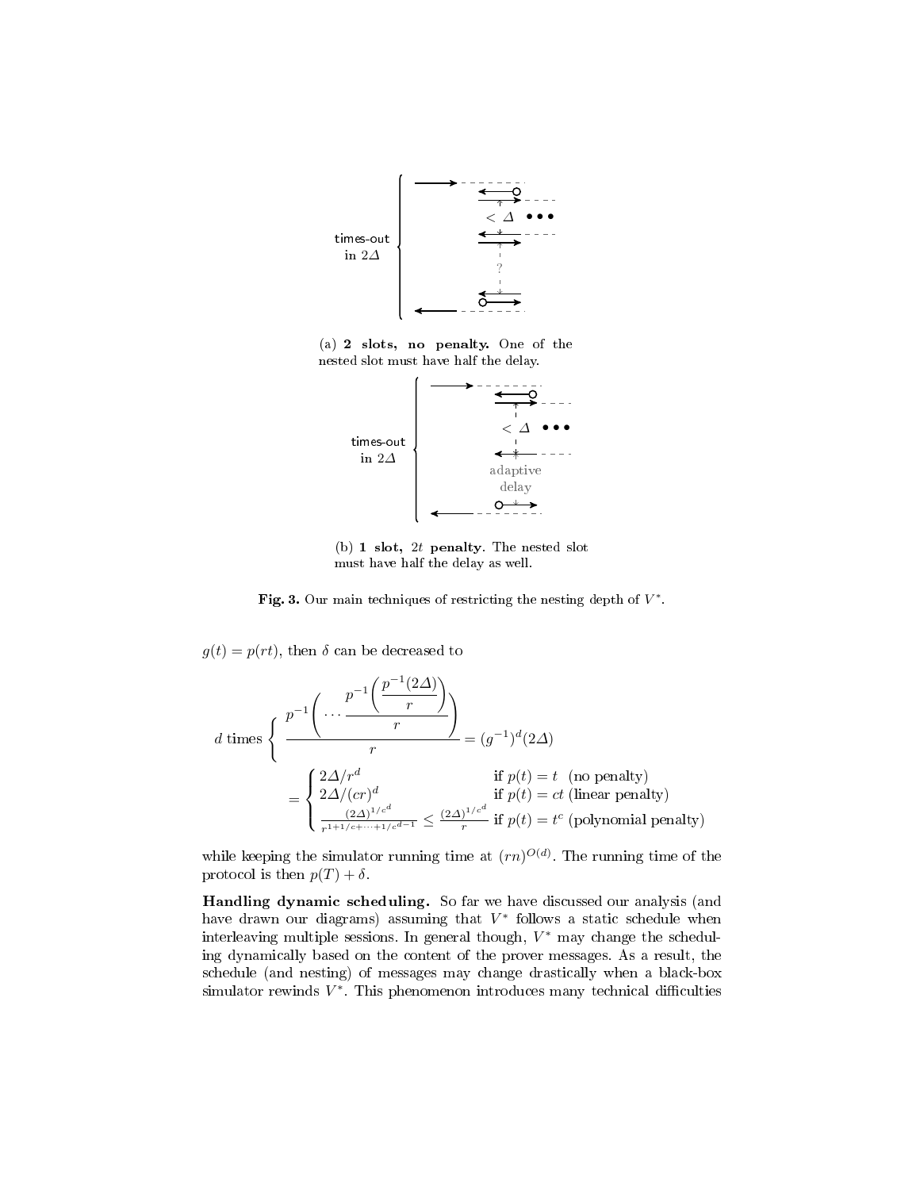(a) **2 slots, no penalty.** One of the nested slot must have half the delay.

(b) **1 slot, $2t$ penalty**. The nested slot must have half the delay as well.

**Fig. 3.** Our main techniques of restricting the nesting depth of $V^*$.

$g(t) = p(rt)$, then $\delta$ can be decreased to

$$d \text{ times} \left\{ \frac{p^{-1}\left( \cdots \frac{p^{-1}\left(\frac{p^{-1}(2\Delta)}{r}\right)}{r} \right)}{r} \right. = (g^{-1})^d(2\Delta)$$

$$= \begin{cases} 2\Delta/r^d & \text{if } p(t) = t \text{ (no penalty)} \\ 2\Delta/(cr)^d & \text{if } p(t) = ct \text{ (linear penalty)} \\ \frac{(2\Delta)^{1/c^d}}{r^{1+1/c+\cdots+1/c^{d-1}}} \leq \frac{(2\Delta)^{1/c^d}}{r} & \text{if } p(t) = t^c \text{ (polynomial penalty)} \end{cases}$$

while keeping the simulator running time at $(rn)^{O(d)}$. The running time of the protocol is then $p(T) + \delta$.

**Handling dynamic scheduling.** So far we have discussed our analysis (and have drawn our diagrams) assuming that $V^*$ follows a static schedule when interleaving multiple sessions. In general though, $V^*$ may change the scheduling dynamically based on the content of the prover messages. As a result, the schedule (and nesting) of messages may change drastically when a black-box simulator rewinds $V^*$. This phenomenon introduces many technical difficulties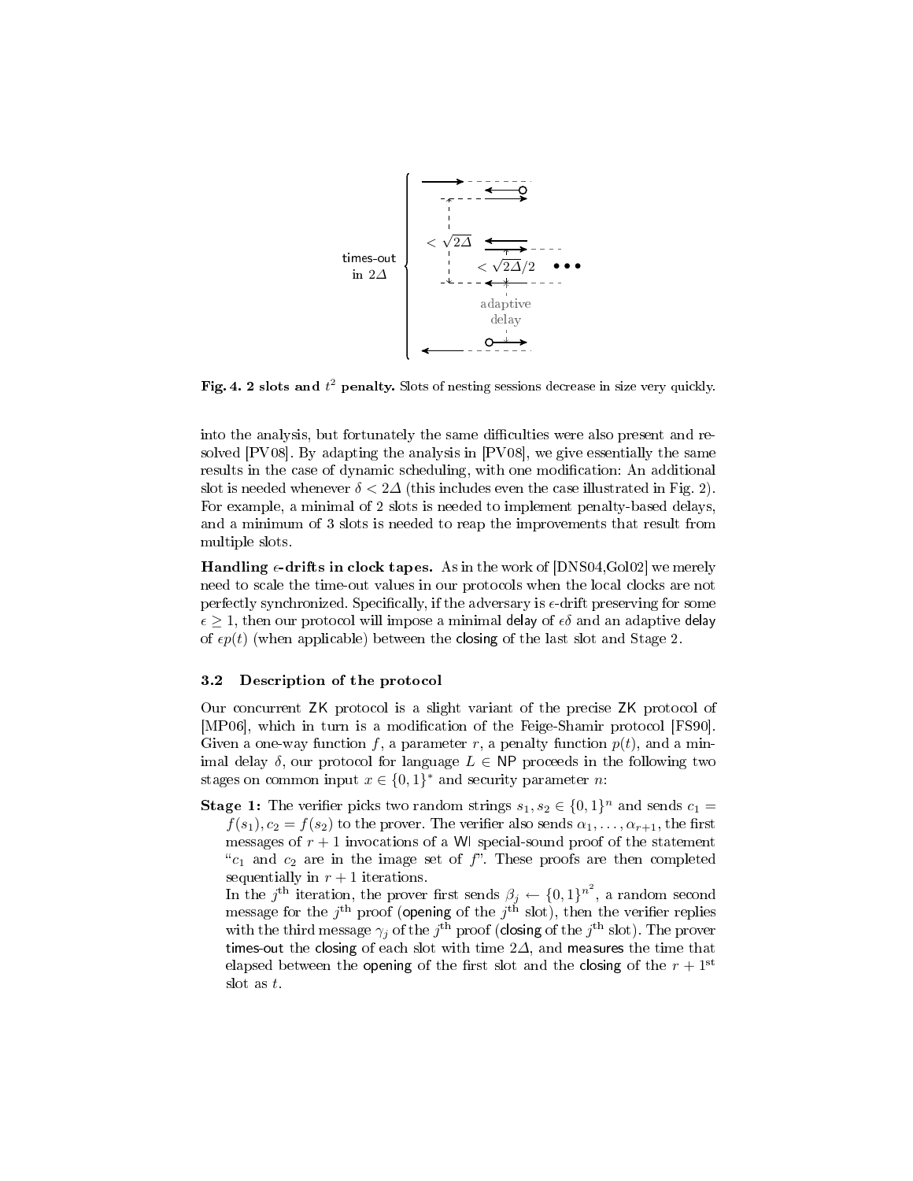**Fig. 4. 2 slots and $t^2$ penalty.** Slots of nesting sessions decrease in size very quickly.

into the analysis, but fortunately the same difficulties were also present and resolved [PV08]. By adapting the analysis in [PV08], we give essentially the same results in the case of dynamic scheduling, with one modification: An additional slot is needed whenever $\delta < 2\Delta$ (this includes even the case illustrated in Fig. 2). For example, a minimal of 2 slots is needed to implement penalty-based delays, and a minimum of 3 slots is needed to reap the improvements that result from multiple slots.

**Handling $\epsilon$-drifts in clock tapes.** As in the work of [DNS04,Gol02] we merely need to scale the time-out values in our protocols when the local clocks are not perfectly synchronized. Specifically, if the adversary is $\epsilon$-drift preserving for some $\epsilon \geq 1$, then our protocol will impose a minimal delay of $\epsilon\delta$ and an adaptive delay of $\epsilon p(t)$ (when applicable) between the closing of the last slot and Stage 2.

### 3.2 Description of the protocol

Our concurrent ZK protocol is a slight variant of the precise ZK protocol of [MP06], which in turn is a modification of the Feige-Shamir protocol [FS90]. Given a one-way function $f$, a parameter $r$, a penalty function $p(t)$, and a minimal delay $\delta$, our protocol for language $L \in \mathsf{NP}$ proceeds in the following two stages on common input $x \in \{0,1\}^*$ and security parameter $n$:

**Stage 1:** The verifier picks two random strings $s_1, s_2 \in \{0,1\}^n$ and sends $c_1 = f(s_1), c_2 = f(s_2)$ to the prover. The verifier also sends $\alpha_1, \ldots, \alpha_{r+1}$, the first messages of $r+1$ invocations of a WI special-sound proof of the statement "$c_1$ and $c_2$ are in the image set of $f$". These proofs are then completed sequentially in $r+1$ iterations.

In the $j^{\text{th}}$ iteration, the prover first sends $\beta_j \leftarrow \{0,1\}^{n^2}$, a random second message for the $j^{\text{th}}$ proof (opening of the $j^{\text{th}}$ slot), then the verifier replies with the third message $\gamma_j$ of the $j^{\text{th}}$ proof (closing of the $j^{\text{th}}$ slot). The prover times-out the closing of each slot with time $2\Delta$, and measures the time that elapsed between the opening of the first slot and the closing of the $r+1^{\text{st}}$ slot as $t$.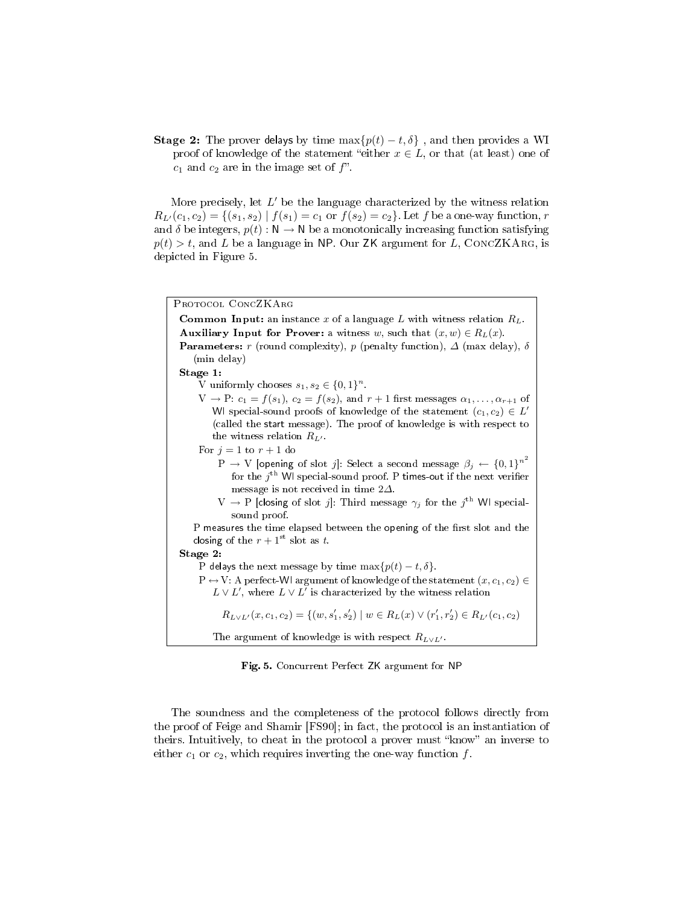**Stage 2:** The prover delays by time $\max\{p(t) - t, \delta\}$ , and then provides a WI proof of knowledge of the statement "either $x \in L$, or that (at least) one of $c_1$ and $c_2$ are in the image set of $f$".

More precisely, let $L'$ be the language characterized by the witness relation $R_{L'}(c_1, c_2) = \{(s_1, s_2) \mid f(s_1) = c_1 \text{ or } f(s_2) = c_2\}$. Let $f$ be a one-way function, $r$ and $\delta$ be integers, $p(t) : \mathsf{N} \rightarrow \mathsf{N}$ be a monotonically increasing function satisfying $p(t) > t$, and $L$ be a language in NP. Our ZK argument for $L$, ConcZKArg, is depicted in Figure 5.

---

Protocol ConcZKArg

**Common Input:** an instance $x$ of a language $L$ with witness relation $R_L$.

**Auxiliary Input for Prover:** a witness $w$, such that $(x, w) \in R_L(x)$.

**Parameters:** $r$ (round complexity), $p$ (penalty function), $\Delta$ (max delay), $\delta$ (min delay)

**Stage 1:**

V uniformly chooses $s_1, s_2 \in \{0,1\}^n$.

V $\rightarrow$ P: $c_1 = f(s_1)$, $c_2 = f(s_2)$, and $r+1$ first messages $\alpha_1, \ldots, \alpha_{r+1}$ of WI special-sound proofs of knowledge of the statement $(c_1, c_2) \in L'$ (called the start message). The proof of knowledge is with respect to the witness relation $R_{L'}$.

For $j = 1$ to $r+1$ do

- P $\rightarrow$ V [opening of slot $j$]: Select a second message $\beta_j \leftarrow \{0,1\}^{n^2}$ for the $j^{\text{th}}$ WI special-sound proof. P times-out if the next verifier message is not received in time $2\Delta$.
- V $\rightarrow$ P [closing of slot $j$]: Third message $\gamma_j$ for the $j^{\text{th}}$ WI special-sound proof.

P measures the time elapsed between the opening of the first slot and the closing of the $r+1^{\text{st}}$ slot as $t$.

**Stage 2:**

P delays the next message by time $\max\{p(t) - t, \delta\}$.

P $\leftrightarrow$ V: A perfect-WI argument of knowledge of the statement $(x, c_1, c_2) \in L \vee L'$, where $L \vee L'$ is characterized by the witness relation

$$R_{L \vee L'}(x, c_1, c_2) = \{(w, s'_1, s'_2) \mid w \in R_L(x) \vee (r'_1, r'_2) \in R_{L'}(c_1, c_2)$$

The argument of knowledge is with respect $R_{L \vee L'}$.

---

**Fig. 5.** Concurrent Perfect ZK argument for NP

The soundness and the completeness of the protocol follows directly from the proof of Feige and Shamir [FS90]; in fact, the protocol is an instantiation of theirs. Intuitively, to cheat in the protocol a prover must "know" an inverse to either $c_1$ or $c_2$, which requires inverting the one-way function $f$.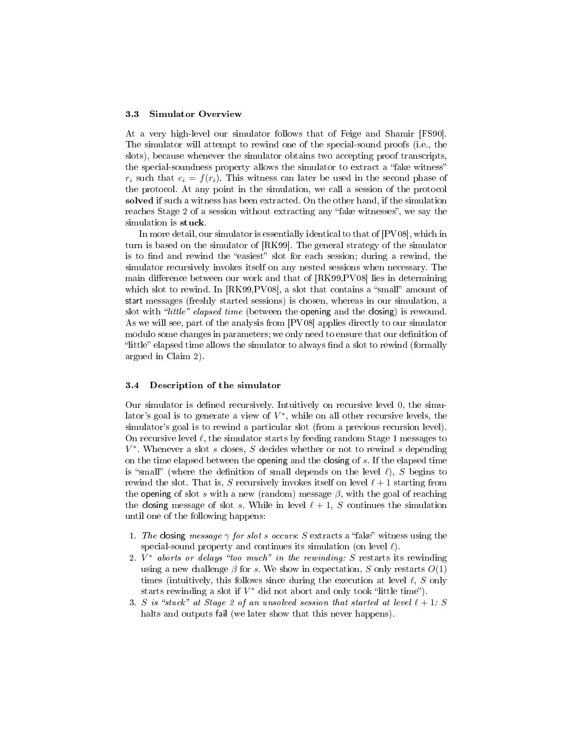### 3.3 Simulator Overview

At a very high-level our simulator follows that of Feige and Shamir [FS90]. The simulator will attempt to rewind one of the special-sound proofs (i.e., the slots), because whenever the simulator obtains two accepting proof transcripts, the special-soundness property allows the simulator to extract a "fake witness" $r_i$ such that $c_i = f(r_i)$. This witness can later be used in the second phase of the protocol. At any point in the simulation, we call a session of the protocol **solved** if such a witness has been extracted. On the other hand, if the simulation reaches Stage 2 of a session without extracting any "fake witnesses", we say the simulation is **stuck**.

In more detail, our simulator is essentially identical to that of [PV08], which in turn is based on the simulator of [RK99]. The general strategy of the simulator is to find and rewind the "easiest" slot for each session; during a rewind, the simulator recursively invokes itself on any nested sessions when necessary. The main difference between our work and that of [RK99,PV08] lies in determining which slot to rewind. In [RK99,PV08], a slot that contains a "small" amount of start messages (freshly started sessions) is chosen, whereas in our simulation, a slot with *"little" elapsed time* (between the opening and the closing) is rewound. As we will see, part of the analysis from [PV08] applies directly to our simulator modulo some changes in parameters; we only need to ensure that our definition of "little" elapsed time allows the simulator to always find a slot to rewind (formally argued in Claim 2).

### 3.4 Description of the simulator

Our simulator is defined recursively. Intuitively on recursive level 0, the simulator's goal is to generate a view of $V^*$, while on all other recursive levels, the simulator's goal is to rewind a particular slot (from a previous recursion level). On recursive level $\ell$, the simulator starts by feeding random Stage 1 messages to $V^*$. Whenever a slot $s$ closes, $S$ decides whether or not to rewind $s$ depending on the time elapsed between the opening and the closing of $s$. If the elapsed time is "small" (where the definition of small depends on the level $\ell$), $S$ begins to rewind the slot. That is, $S$ recursively invokes itself on level $\ell + 1$ starting from the opening of slot $s$ with a new (random) message $\beta$, with the goal of reaching the closing message of slot $s$. While in level $\ell + 1$, $S$ continues the simulation until one of the following happens:

1. *The* closing *message $\gamma$ for slot $s$ occurs*: $S$ extracts a "fake" witness using the special-sound property and continues its simulation (on level $\ell$).
2. *$V^*$ aborts or delays "too much" in the rewinding:* $S$ restarts its rewinding using a new challenge $\beta$ for $s$. We show in expectation, $S$ only restarts $O(1)$ times (intuitively, this follows since during the execution at level $\ell$, $S$ only starts rewinding a slot if $V^*$ did not abort and only took "little time").
3. *$S$ is "stuck" at Stage 2 of an unsolved session that started at level $\ell + 1$:* $S$ halts and outputs fail (we later show that this never happens).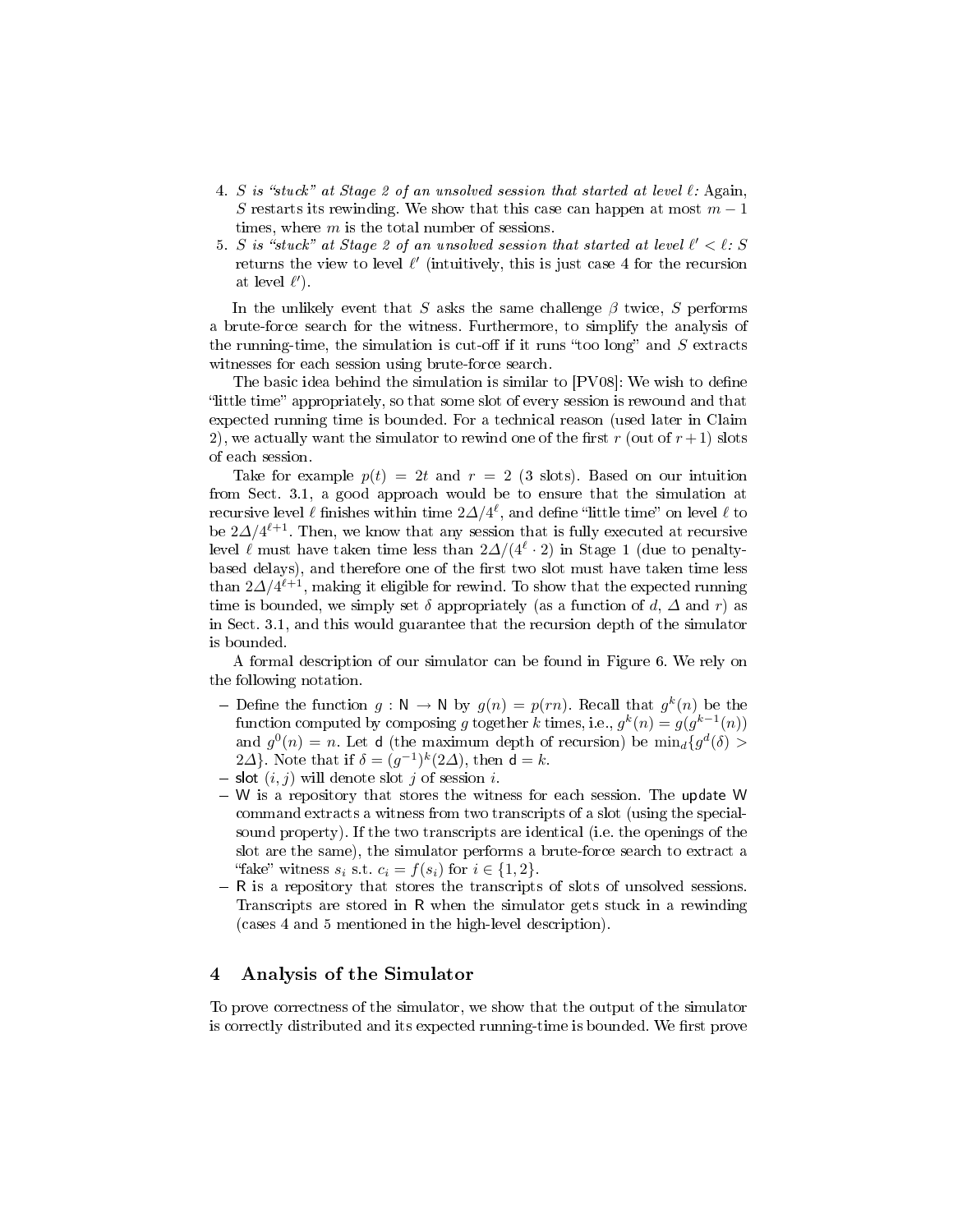4. *S is "stuck" at Stage 2 of an unsolved session that started at level $\ell$:* Again, $S$ restarts its rewinding. We show that this case can happen at most $m-1$ times, where $m$ is the total number of sessions.
5. *S is "stuck" at Stage 2 of an unsolved session that started at level $\ell' < \ell$:* $S$ returns the view to level $\ell'$ (intuitively, this is just case 4 for the recursion at level $\ell'$).

In the unlikely event that $S$ asks the same challenge $\beta$ twice, $S$ performs a brute-force search for the witness. Furthermore, to simplify the analysis of the running-time, the simulation is cut-off if it runs "too long" and $S$ extracts witnesses for each session using brute-force search.

The basic idea behind the simulation is similar to [PV08]: We wish to define "little time" appropriately, so that some slot of every session is rewound and that expected running time is bounded. For a technical reason (used later in Claim 2), we actually want the simulator to rewind one of the first $r$ (out of $r+1$) slots of each session.

Take for example $p(t) = 2t$ and $r = 2$ (3 slots). Based on our intuition from Sect. 3.1, a good approach would be to ensure that the simulation at recursive level $\ell$ finishes within time $2\Delta/4^{\ell}$, and define "little time" on level $\ell$ to be $2\Delta/4^{\ell+1}$. Then, we know that any session that is fully executed at recursive level $\ell$ must have taken time less than $2\Delta/(4^{\ell} \cdot 2)$ in Stage 1 (due to penalty-based delays), and therefore one of the first two slot must have taken time less than $2\Delta/4^{\ell+1}$, making it eligible for rewind. To show that the expected running time is bounded, we simply set $\delta$ appropriately (as a function of $d$, $\Delta$ and $r$) as in Sect. 3.1, and this would guarantee that the recursion depth of the simulator is bounded.

A formal description of our simulator can be found in Figure 6. We rely on the following notation.

- Define the function $g : \mathsf{N} \to \mathsf{N}$ by $g(n) = p(rn)$. Recall that $g^k(n)$ be the function computed by composing $g$ together $k$ times, i.e., $g^k(n) = g(g^{k-1}(n))$ and $g^0(n) = n$. Let $\mathsf{d}$ (the maximum depth of recursion) be $\min_d\{g^d(\delta) > 2\Delta\}$. Note that if $\delta = (g^{-1})^k(2\Delta)$, then $\mathsf{d} = k$.
- slot $(i, j)$ will denote slot $j$ of session $i$.
- $\mathsf{W}$ is a repository that stores the witness for each session. The update $\mathsf{W}$ command extracts a witness from two transcripts of a slot (using the special-sound property). If the two transcripts are identical (i.e. the openings of the slot are the same), the simulator performs a brute-force search to extract a "fake" witness $s_i$ s.t. $c_i = f(s_i)$ for $i \in \{1, 2\}$.
- $\mathsf{R}$ is a repository that stores the transcripts of slots of unsolved sessions. Transcripts are stored in $\mathsf{R}$ when the simulator gets stuck in a rewinding (cases 4 and 5 mentioned in the high-level description).

## 4 Analysis of the Simulator

To prove correctness of the simulator, we show that the output of the simulator is correctly distributed and its expected running-time is bounded. We first prove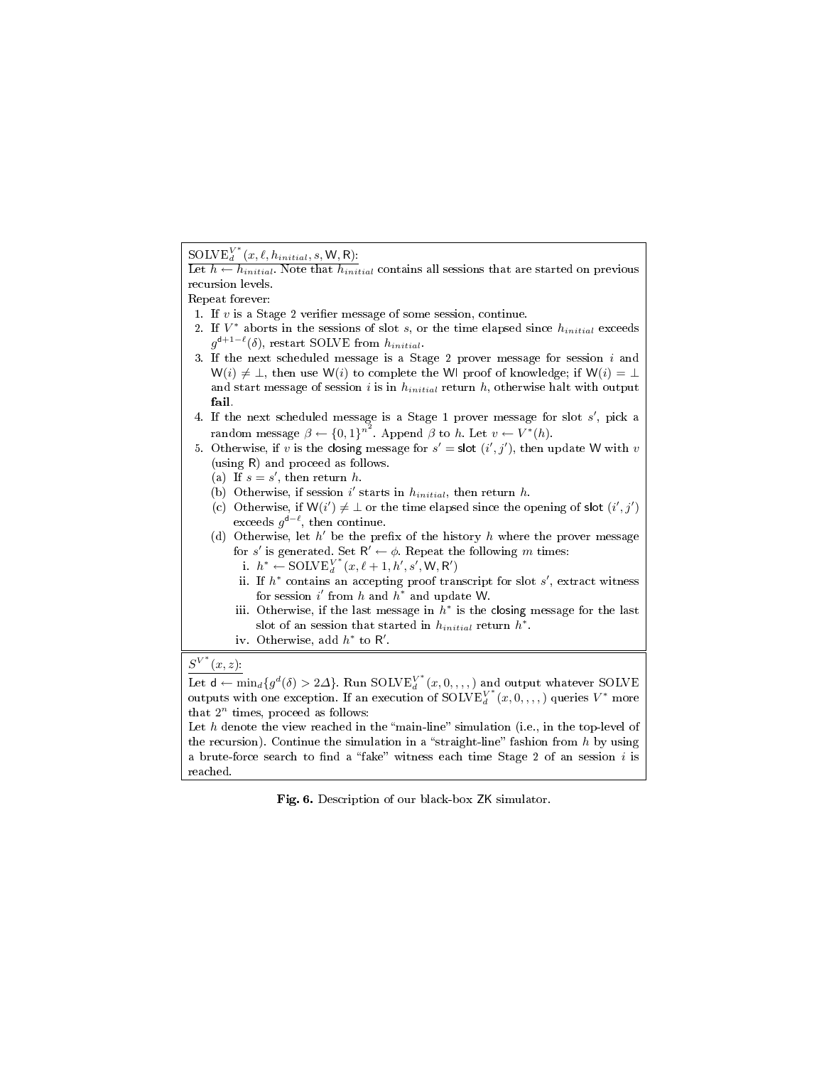$\text{SOLVE}_d^{V^*}(x, \ell, h_{initial}, s, \mathsf{W}, \mathsf{R})$:

Let $h \leftarrow h_{initial}$. Note that $h_{initial}$ contains all sessions that are started on previous recursion levels.

Repeat forever:

1. If $v$ is a Stage 2 verifier message of some session, continue.
2. If $V^*$ aborts in the sessions of slot $s$, or the time elapsed since $h_{initial}$ exceeds $g^{\mathsf{d}+1-\ell}(\delta)$, restart SOLVE from $h_{initial}$.
3. If the next scheduled message is a Stage 2 prover message for session $i$ and $\mathsf{W}(i) \neq \bot$, then use $\mathsf{W}(i)$ to complete the $\mathsf{WI}$ proof of knowledge; if $\mathsf{W}(i) = \bot$ and start message of session $i$ is in $h_{initial}$ return $h$, otherwise halt with output **fail**.
4. If the next scheduled message is a Stage 1 prover message for slot $s'$, pick a random message $\beta \leftarrow \{0,1\}^{n^2}$. Append $\beta$ to $h$. Let $v \leftarrow V^*(h)$.
5. Otherwise, if $v$ is the $\mathsf{closing}$ message for $s' = \mathsf{slot}\ (i', j')$, then update $\mathsf{W}$ with $v$ (using $\mathsf{R}$) and proceed as follows.
   (a) If $s = s'$, then return $h$.
   (b) Otherwise, if session $i'$ starts in $h_{initial}$, then return $h$.
   (c) Otherwise, if $\mathsf{W}(i') \neq \bot$ or the time elapsed since the opening of $\mathsf{slot}\ (i', j')$ exceeds $g^{\mathsf{d}-\ell}$, then continue.
   (d) Otherwise, let $h'$ be the prefix of the history $h$ where the prover message for $s'$ is generated. Set $\mathsf{R}' \leftarrow \phi$. Repeat the following $m$ times:
      i. $h^* \leftarrow \text{SOLVE}_d^{V^*}(x, \ell+1, h', s', \mathsf{W}, \mathsf{R}')$
      ii. If $h^*$ contains an accepting proof transcript for slot $s'$, extract witness for session $i'$ from $h$ and $h^*$ and update $\mathsf{W}$.
      iii. Otherwise, if the last message in $h^*$ is the $\mathsf{closing}$ message for the last slot of an session that started in $h_{initial}$ return $h^*$.
      iv. Otherwise, add $h^*$ to $\mathsf{R}'$.

$S^{V^*}(x, z)$:

Let $\mathsf{d} \leftarrow \min_d\{g^d(\delta) > 2\Delta\}$. Run $\text{SOLVE}_d^{V^*}(x, 0, , , , )$ and output whatever SOLVE outputs with one exception. If an execution of $\text{SOLVE}_d^{V^*}(x, 0, , , , )$ queries $V^*$ more that $2^n$ times, proceed as follows:

Let $h$ denote the view reached in the "main-line" simulation (i.e., in the top-level of the recursion). Continue the simulation in a "straight-line" fashion from $h$ by using a brute-force search to find a "fake" witness each time Stage 2 of an session $i$ is reached.

**Fig. 6.** Description of our black-box $\mathsf{ZK}$ simulator.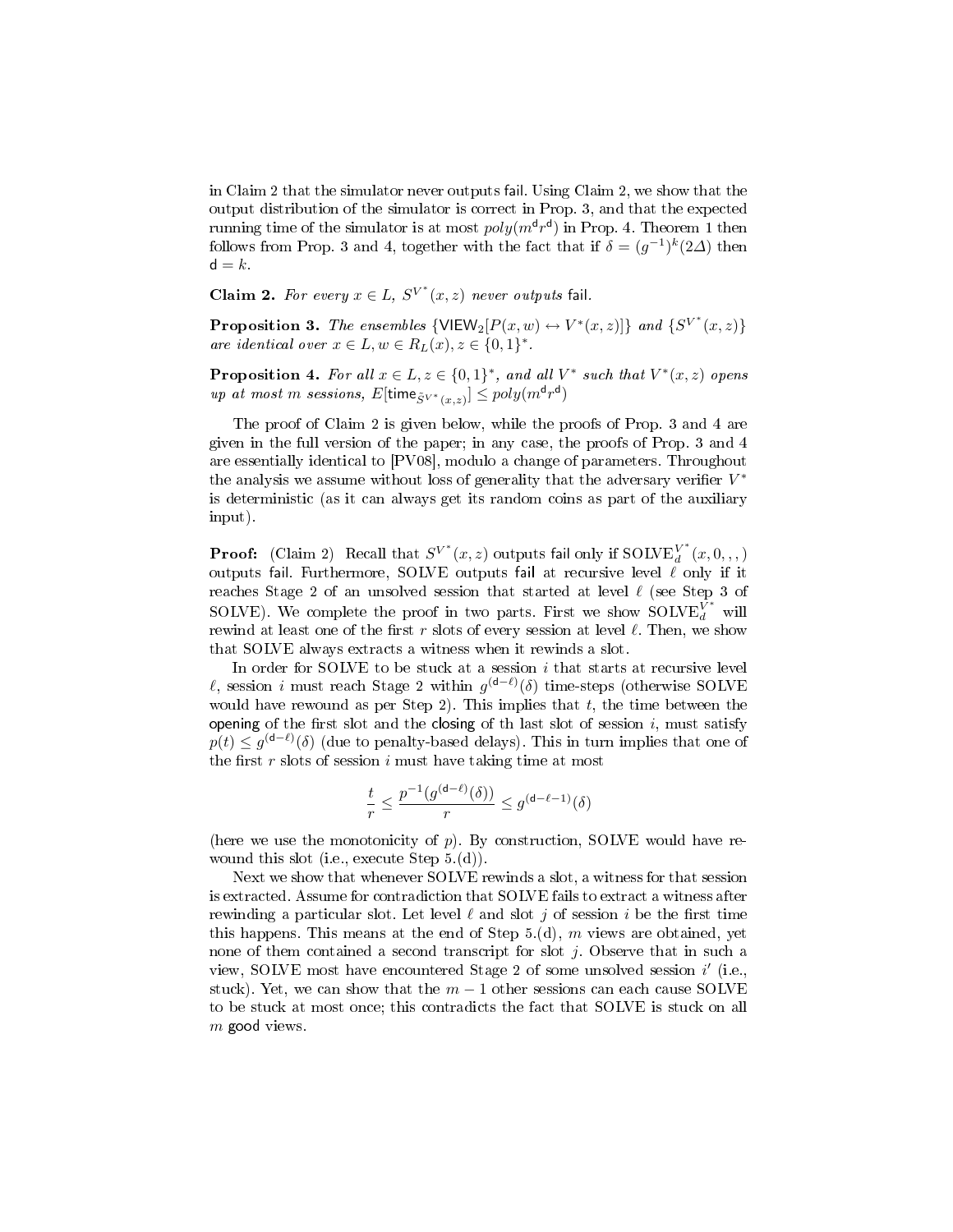in Claim 2 that the simulator never outputs fail. Using Claim 2, we show that the output distribution of the simulator is correct in Prop. 3, and that the expected running time of the simulator is at most $poly(m^{\mathsf{d}} r^{\mathsf{d}})$ in Prop. 4. Theorem 1 then follows from Prop. 3 and 4, together with the fact that if $\delta = (g^{-1})^k(2\Delta)$ then $\mathsf{d} = k$.

**Claim 2.** *For every $x \in L$, $S^{V^*}(x,z)$ never outputs* fail.

**Proposition 3.** *The ensembles $\{\mathsf{VIEW}_2[P(x,w) \leftrightarrow V^*(x,z)]\}$ and $\{S^{V^*}(x,z)\}$ are identical over $x \in L, w \in R_L(x), z \in \{0,1\}^*$.*

**Proposition 4.** *For all $x \in L, z \in \{0,1\}^*$, and all $V^*$ such that $V^*(x,z)$ opens up at most $m$ sessions, $E[\mathsf{time}_{\tilde{S}^{V^*}(x,z)}] \leq poly(m^{\mathsf{d}} r^{\mathsf{d}})$*

The proof of Claim 2 is given below, while the proofs of Prop. 3 and 4 are given in the full version of the paper; in any case, the proofs of Prop. 3 and 4 are essentially identical to [PV08], modulo a change of parameters. Throughout the analysis we assume without loss of generality that the adversary verifier $V^*$ is deterministic (as it can always get its random coins as part of the auxiliary input).

**Proof:** (Claim 2) Recall that $S^{V^*}(x,z)$ outputs fail only if $\text{SOLVE}_d^{V^*}(x,0,,,)$ outputs fail. Furthermore, SOLVE outputs fail at recursive level $\ell$ only if it reaches Stage 2 of an unsolved session that started at level $\ell$ (see Step 3 of SOLVE). We complete the proof in two parts. First we show $\text{SOLVE}_d^{V^*}$ will rewind at least one of the first $r$ slots of every session at level $\ell$. Then, we show that SOLVE always extracts a witness when it rewinds a slot.

In order for SOLVE to be stuck at a session $i$ that starts at recursive level $\ell$, session $i$ must reach Stage 2 within $g^{(\mathsf{d}-\ell)}(\delta)$ time-steps (otherwise SOLVE would have rewound as per Step 2). This implies that $t$, the time between the opening of the first slot and the closing of th last slot of session $i$, must satisfy $p(t) \leq g^{(\mathsf{d}-\ell)}(\delta)$ (due to penalty-based delays). This in turn implies that one of the first $r$ slots of session $i$ must have taking time at most

$$\frac{t}{r} \leq \frac{p^{-1}(g^{(\mathsf{d}-\ell)}(\delta))}{r} \leq g^{(\mathsf{d}-\ell-1)}(\delta)$$

(here we use the monotonicity of $p$). By construction, SOLVE would have rewound this slot (i.e., execute Step 5.(d)).

Next we show that whenever SOLVE rewinds a slot, a witness for that session is extracted. Assume for contradiction that SOLVE fails to extract a witness after rewinding a particular slot. Let level $\ell$ and slot $j$ of session $i$ be the first time this happens. This means at the end of Step 5.(d), $m$ views are obtained, yet none of them contained a second transcript for slot $j$. Observe that in such a view, SOLVE most have encountered Stage 2 of some unsolved session $i'$ (i.e., stuck). Yet, we can show that the $m-1$ other sessions can each cause SOLVE to be stuck at most once; this contradicts the fact that SOLVE is stuck on all $m$ good views.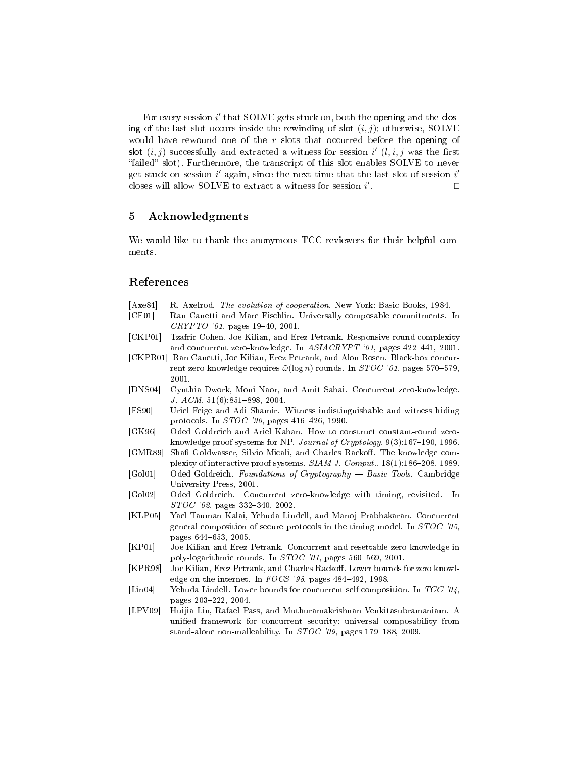For every session $i'$ that SOLVE gets stuck on, both the opening and the closing of the last slot occurs inside the rewinding of slot $(i, j)$; otherwise, SOLVE would have rewound one of the $r$ slots that occurred before the opening of slot $(i, j)$ successfully and extracted a witness for session $i'$ $(l, i, j$ was the first "failed" slot). Furthermore, the transcript of this slot enables SOLVE to never get stuck on session $i'$ again, since the next time that the last slot of session $i'$ closes will allow SOLVE to extract a witness for session $i'$. □

## 5 Acknowledgments

We would like to thank the anonymous TCC reviewers for their helpful comments.

## References

- [Axe84] R. Axelrod. *The evolution of cooperation*. New York: Basic Books, 1984.
- [CF01] Ran Canetti and Marc Fischlin. Universally composable commitments. In *CRYPTO '01*, pages 19–40, 2001.
- [CKP01] Tzafrir Cohen, Joe Kilian, and Erez Petrank. Responsive round complexity and concurrent zero-knowledge. In *ASIACRYPT '01*, pages 422–441, 2001.
- [CKPR01] Ran Canetti, Joe Kilian, Erez Petrank, and Alon Rosen. Black-box concurrent zero-knowledge requires $\tilde{\omega}(\log n)$ rounds. In *STOC '01*, pages 570–579, 2001.
- [DNS04] Cynthia Dwork, Moni Naor, and Amit Sahai. Concurrent zero-knowledge. *J. ACM*, 51(6):851–898, 2004.
- [FS90] Uriel Feige and Adi Shamir. Witness indistinguishable and witness hiding protocols. In *STOC '90*, pages 416–426, 1990.
- [GK96] Oded Goldreich and Ariel Kahan. How to construct constant-round zero-knowledge proof systems for NP. *Journal of Cryptology*, 9(3):167–190, 1996.
- [GMR89] Shafi Goldwasser, Silvio Micali, and Charles Rackoff. The knowledge complexity of interactive proof systems. *SIAM J. Comput.*, 18(1):186–208, 1989.
- [Gol01] Oded Goldreich. *Foundations of Cryptography — Basic Tools*. Cambridge University Press, 2001.
- [Gol02] Oded Goldreich. Concurrent zero-knowledge with timing, revisited. In *STOC '02*, pages 332–340, 2002.
- [KLP05] Yael Tauman Kalai, Yehuda Lindell, and Manoj Prabhakaran. Concurrent general composition of secure protocols in the timing model. In *STOC '05*, pages 644–653, 2005.
- [KP01] Joe Kilian and Erez Petrank. Concurrent and resettable zero-knowledge in poly-logarithmic rounds. In *STOC '01*, pages 560–569, 2001.
- [KPR98] Joe Kilian, Erez Petrank, and Charles Rackoff. Lower bounds for zero knowledge on the internet. In *FOCS '98*, pages 484–492, 1998.
- [Lin04] Yehuda Lindell. Lower bounds for concurrent self composition. In *TCC '04*, pages 203–222, 2004.
- [LPV09] Huijia Lin, Rafael Pass, and Muthuramakrishnan Venkitasubramaniam. A unified framework for concurrent security: universal composability from stand-alone non-malleability. In *STOC '09*, pages 179–188, 2009.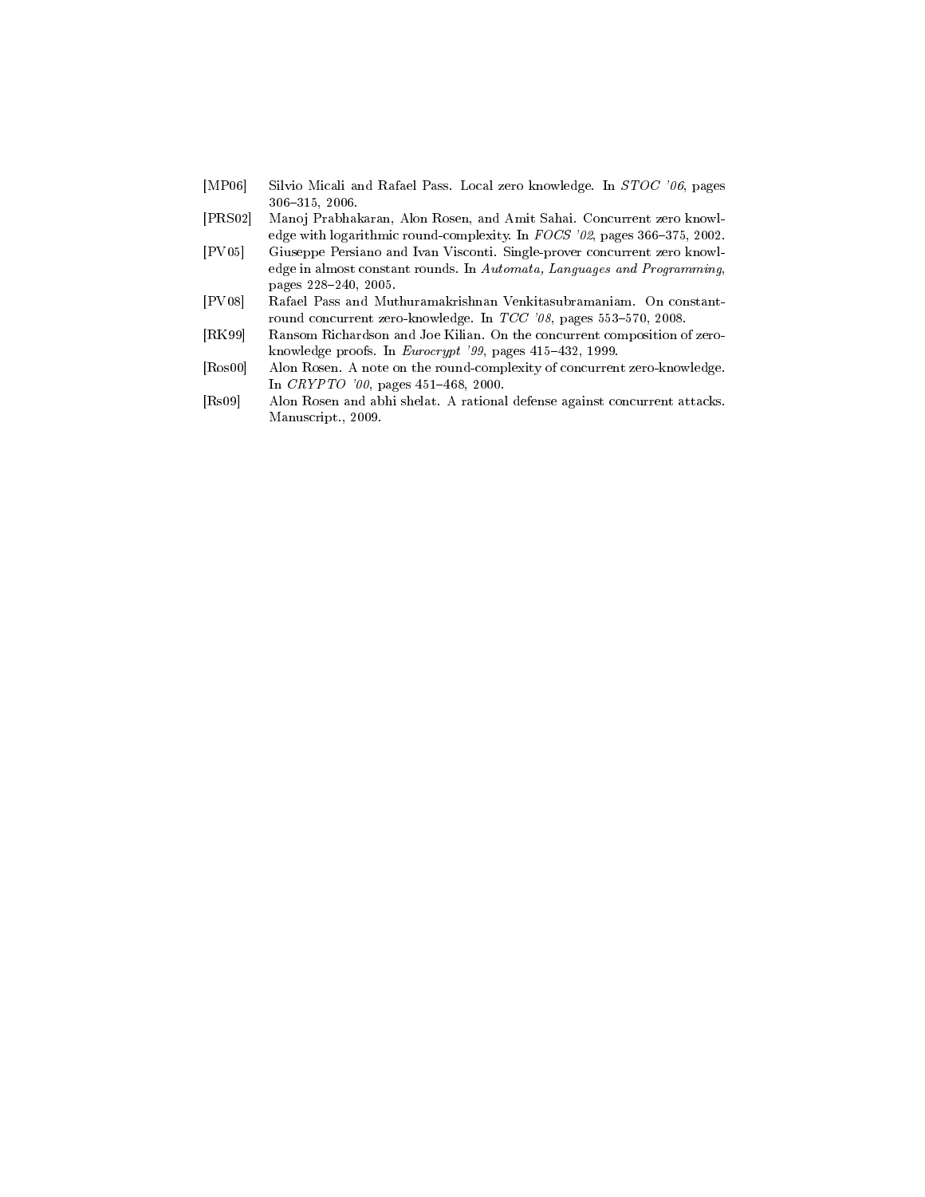[MP06] Silvio Micali and Rafael Pass. Local zero knowledge. In *STOC '06*, pages 306–315, 2006.

[PRS02] Manoj Prabhakaran, Alon Rosen, and Amit Sahai. Concurrent zero knowledge with logarithmic round-complexity. In *FOCS '02*, pages 366–375, 2002.

[PV05] Giuseppe Persiano and Ivan Visconti. Single-prover concurrent zero knowledge in almost constant rounds. In *Automata, Languages and Programming*, pages 228–240, 2005.

[PV08] Rafael Pass and Muthuramakrishnan Venkitasubramaniam. On constant-round concurrent zero-knowledge. In *TCC '08*, pages 553–570, 2008.

[RK99] Ransom Richardson and Joe Kilian. On the concurrent composition of zero-knowledge proofs. In *Eurocrypt '99*, pages 415–432, 1999.

[Ros00] Alon Rosen. A note on the round-complexity of concurrent zero-knowledge. In *CRYPTO '00*, pages 451–468, 2000.

[Rs09] Alon Rosen and abhi shelat. A rational defense against concurrent attacks. Manuscript., 2009.